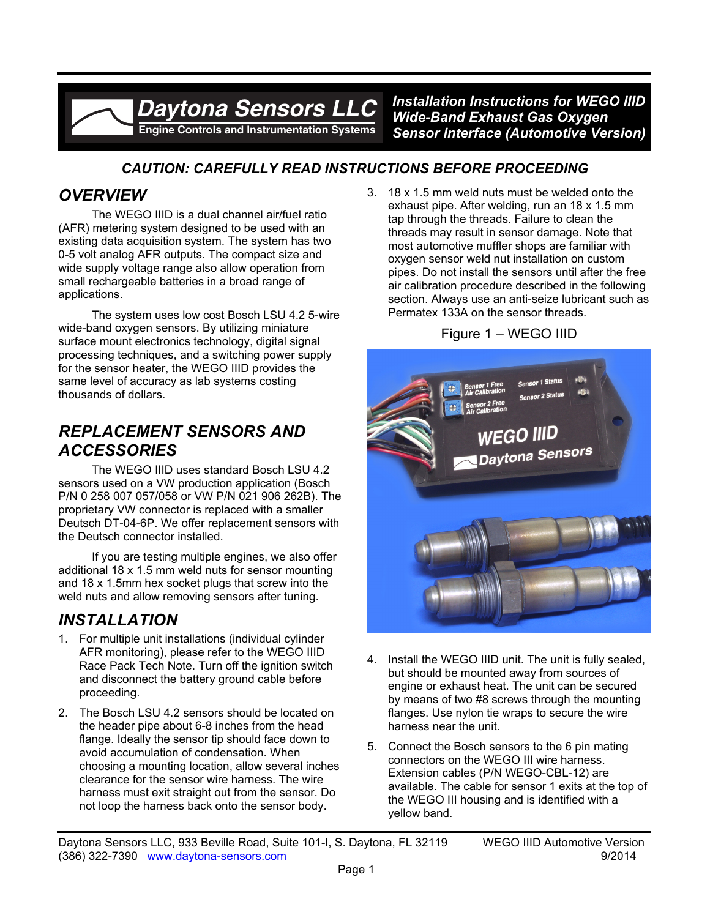# Daytona Sensors LLC

Engine Controls and Instrumentation Systems

***Installation Instructions for WEGO IIID Wide-Band Exhaust Gas Oxygen Sensor Interface (Automotive Version)***

***CAUTION: CAREFULLY READ INSTRUCTIONS BEFORE PROCEEDING***

## *OVERVIEW*

The WEGO IIID is a dual channel air/fuel ratio (AFR) metering system designed to be used with an existing data acquisition system. The system has two 0-5 volt analog AFR outputs. The compact size and wide supply voltage range also allow operation from small rechargeable batteries in a broad range of applications.

The system uses low cost Bosch LSU 4.2 5-wire wide-band oxygen sensors. By utilizing miniature surface mount electronics technology, digital signal processing techniques, and a switching power supply for the sensor heater, the WEGO IIID provides the same level of accuracy as lab systems costing thousands of dollars.

## *REPLACEMENT SENSORS AND ACCESSORIES*

The WEGO IIID uses standard Bosch LSU 4.2 sensors used on a VW production application (Bosch P/N 0 258 007 057/058 or VW P/N 021 906 262B). The proprietary VW connector is replaced with a smaller Deutsch DT-04-6P. We offer replacement sensors with the Deutsch connector installed.

If you are testing multiple engines, we also offer additional 18 x 1.5 mm weld nuts for sensor mounting and 18 x 1.5mm hex socket plugs that screw into the weld nuts and allow removing sensors after tuning.

## *INSTALLATION*

1. For multiple unit installations (individual cylinder AFR monitoring), please refer to the WEGO IIID Race Pack Tech Note. Turn off the ignition switch and disconnect the battery ground cable before proceeding.
2. The Bosch LSU 4.2 sensors should be located on the header pipe about 6-8 inches from the head flange. Ideally the sensor tip should face down to avoid accumulation of condensation. When choosing a mounting location, allow several inches clearance for the sensor wire harness. The wire harness must exit straight out from the sensor. Do not loop the harness back onto the sensor body.
3. 18 x 1.5 mm weld nuts must be welded onto the exhaust pipe. After welding, run an 18 x 1.5 mm tap through the threads. Failure to clean the threads may result in sensor damage. Note that most automotive muffler shops are familiar with oxygen sensor weld nut installation on custom pipes. Do not install the sensors until after the free air calibration procedure described in the following section. Always use an anti-seize lubricant such as Permatex 133A on the sensor threads.

Figure 1 – WEGO IIID

4. Install the WEGO IIID unit. The unit is fully sealed, but should be mounted away from sources of engine or exhaust heat. The unit can be secured by means of two #8 screws through the mounting flanges. Use nylon tie wraps to secure the wire harness near the unit.
5. Connect the Bosch sensors to the 6 pin mating connectors on the WEGO III wire harness. Extension cables (P/N WEGO-CBL-12) are available. The cable for sensor 1 exits at the top of the WEGO III housing and is identified with a yellow band.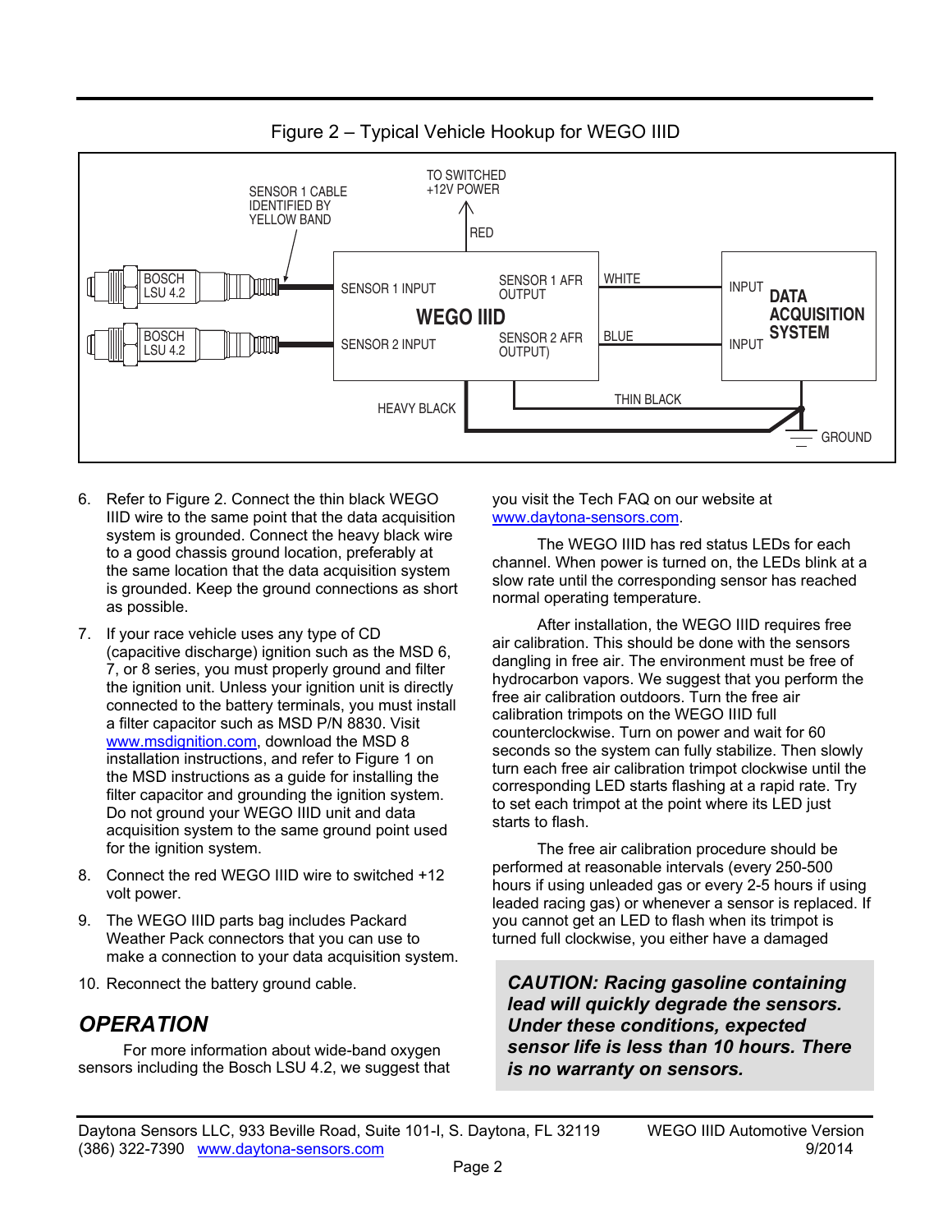Figure 2 – Typical Vehicle Hookup for WEGO IIID

6. Refer to Figure 2. Connect the thin black WEGO IIID wire to the same point that the data acquisition system is grounded. Connect the heavy black wire to a good chassis ground location, preferably at the same location that the data acquisition system is grounded. Keep the ground connections as short as possible.
7. If your race vehicle uses any type of CD (capacitive discharge) ignition such as the MSD 6, 7, or 8 series, you must properly ground and filter the ignition unit. Unless your ignition unit is directly connected to the battery terminals, you must install a filter capacitor such as MSD P/N 8830. Visit www.msdignition.com, download the MSD 8 installation instructions, and refer to Figure 1 on the MSD instructions as a guide for installing the filter capacitor and grounding the ignition system. Do not ground your WEGO IIID unit and data acquisition system to the same ground point used for the ignition system.
8. Connect the red WEGO IIID wire to switched +12 volt power.
9. The WEGO IIID parts bag includes Packard Weather Pack connectors that you can use to make a connection to your data acquisition system.
10. Reconnect the battery ground cable.

## OPERATION

For more information about wide-band oxygen sensors including the Bosch LSU 4.2, we suggest that you visit the Tech FAQ on our website at www.daytona-sensors.com.

The WEGO IIID has red status LEDs for each channel. When power is turned on, the LEDs blink at a slow rate until the corresponding sensor has reached normal operating temperature.

After installation, the WEGO IIID requires free air calibration. This should be done with the sensors dangling in free air. The environment must be free of hydrocarbon vapors. We suggest that you perform the free air calibration outdoors. Turn the free air calibration trimpots on the WEGO IIID full counterclockwise. Turn on power and wait for 60 seconds so the system can fully stabilize. Then slowly turn each free air calibration trimpot clockwise until the corresponding LED starts flashing at a rapid rate. Try to set each trimpot at the point where its LED just starts to flash.

The free air calibration procedure should be performed at reasonable intervals (every 250-500 hours if using unleaded gas or every 2-5 hours if using leaded racing gas) or whenever a sensor is replaced. If you cannot get an LED to flash when its trimpot is turned full clockwise, you either have a damaged

***CAUTION: Racing gasoline containing lead will quickly degrade the sensors. Under these conditions, expected sensor life is less than 10 hours. There is no warranty on sensors.***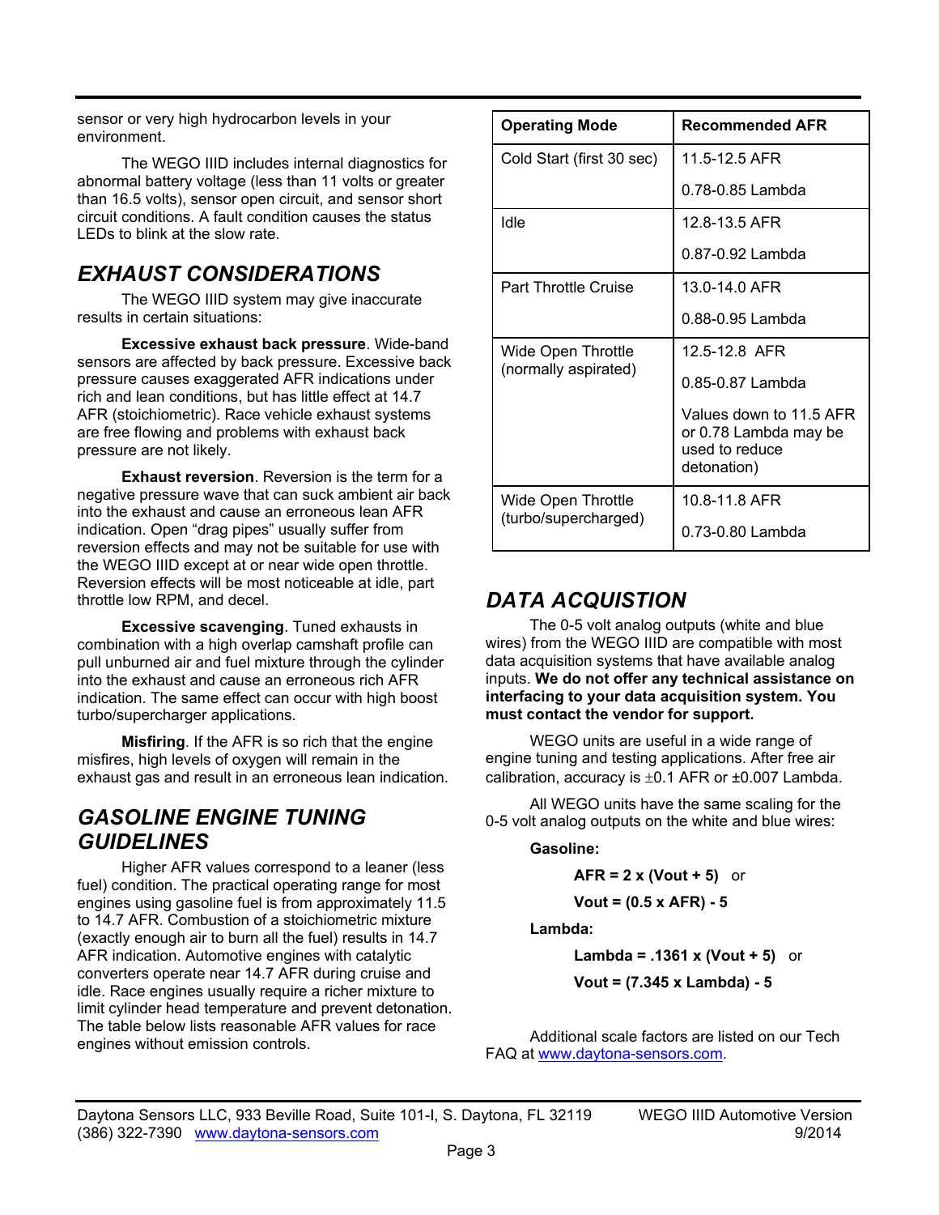sensor or very high hydrocarbon levels in your environment.

The WEGO IIID includes internal diagnostics for abnormal battery voltage (less than 11 volts or greater than 16.5 volts), sensor open circuit, and sensor short circuit conditions. A fault condition causes the status LEDs to blink at the slow rate.

## *EXHAUST CONSIDERATIONS*

The WEGO IIID system may give inaccurate results in certain situations:

**Excessive exhaust back pressure**. Wide-band sensors are affected by back pressure. Excessive back pressure causes exaggerated AFR indications under rich and lean conditions, but has little effect at 14.7 AFR (stoichiometric). Race vehicle exhaust systems are free flowing and problems with exhaust back pressure are not likely.

**Exhaust reversion**. Reversion is the term for a negative pressure wave that can suck ambient air back into the exhaust and cause an erroneous lean AFR indication. Open "drag pipes" usually suffer from reversion effects and may not be suitable for use with the WEGO IIID except at or near wide open throttle. Reversion effects will be most noticeable at idle, part throttle low RPM, and decel.

**Excessive scavenging**. Tuned exhausts in combination with a high overlap camshaft profile can pull unburned air and fuel mixture through the cylinder into the exhaust and cause an erroneous rich AFR indication. The same effect can occur with high boost turbo/supercharger applications.

**Misfiring**. If the AFR is so rich that the engine misfires, high levels of oxygen will remain in the exhaust gas and result in an erroneous lean indication.

## *GASOLINE ENGINE TUNING GUIDELINES*

Higher AFR values correspond to a leaner (less fuel) condition. The practical operating range for most engines using gasoline fuel is from approximately 11.5 to 14.7 AFR. Combustion of a stoichiometric mixture (exactly enough air to burn all the fuel) results in 14.7 AFR indication. Automotive engines with catalytic converters operate near 14.7 AFR during cruise and idle. Race engines usually require a richer mixture to limit cylinder head temperature and prevent detonation. The table below lists reasonable AFR values for race engines without emission controls.

| Operating Mode | Recommended AFR |
|---|---|
| Cold Start (first 30 sec) | 11.5-12.5 AFR<br>0.78-0.85 Lambda |
| Idle | 12.8-13.5 AFR<br>0.87-0.92 Lambda |
| Part Throttle Cruise | 13.0-14.0 AFR<br>0.88-0.95 Lambda |
| Wide Open Throttle (normally aspirated) | 12.5-12.8 AFR<br>0.85-0.87 Lambda<br>Values down to 11.5 AFR or 0.78 Lambda may be used to reduce detonation) |
| Wide Open Throttle (turbo/supercharged) | 10.8-11.8 AFR<br>0.73-0.80 Lambda |

## *DATA ACQUISTION*

The 0-5 volt analog outputs (white and blue wires) from the WEGO IIID are compatible with most data acquisition systems that have available analog inputs. **We do not offer any technical assistance on interfacing to your data acquisition system. You must contact the vendor for support.**

WEGO units are useful in a wide range of engine tuning and testing applications. After free air calibration, accuracy is ±0.1 AFR or ±0.007 Lambda.

All WEGO units have the same scaling for the 0-5 volt analog outputs on the white and blue wires:

**Gasoline:**

**AFR = 2 x (Vout + 5)** or

**Vout = (0.5 x AFR) - 5**

**Lambda:**

**Lambda = .1361 x (Vout + 5)** or

**Vout = (7.345 x Lambda) - 5**

Additional scale factors are listed on our Tech FAQ at www.daytona-sensors.com.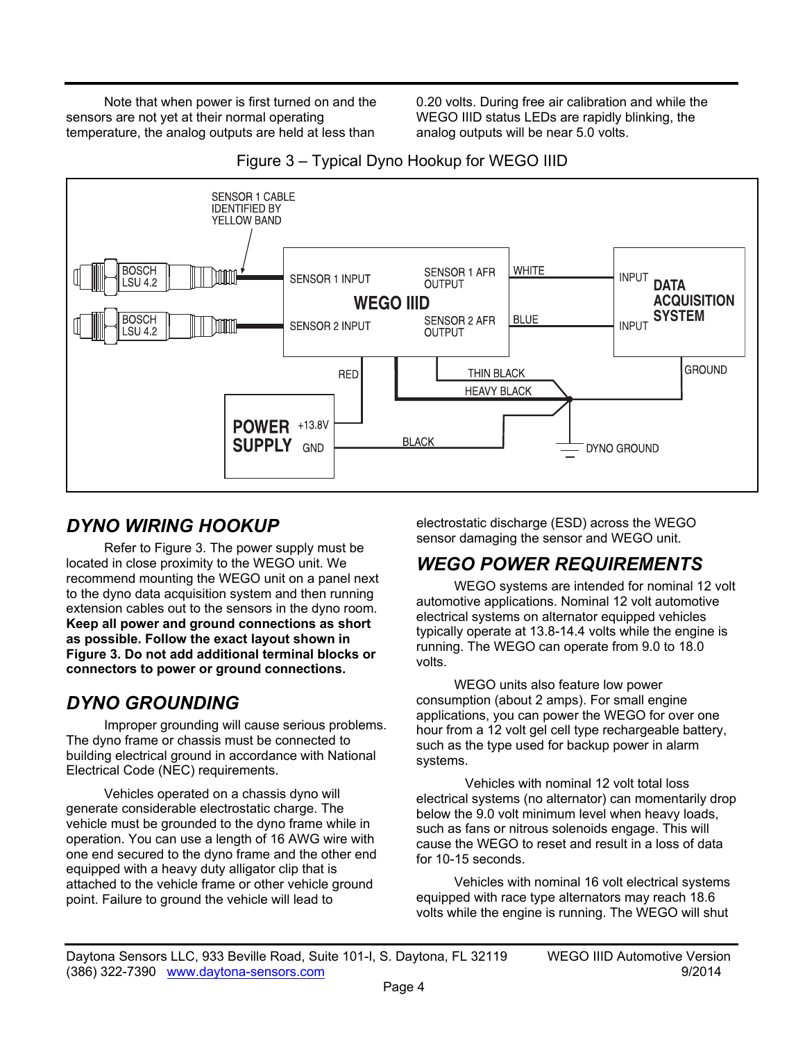Note that when power is first turned on and the sensors are not yet at their normal operating temperature, the analog outputs are held at less than 0.20 volts. During free air calibration and while the WEGO IIID status LEDs are rapidly blinking, the analog outputs will be near 5.0 volts.

Figure 3 – Typical Dyno Hookup for WEGO IIID

## DYNO WIRING HOOKUP

Refer to Figure 3. The power supply must be located in close proximity to the WEGO unit. We recommend mounting the WEGO unit on a panel next to the dyno data acquisition system and then running extension cables out to the sensors in the dyno room. **Keep all power and ground connections as short as possible. Follow the exact layout shown in Figure 3. Do not add additional terminal blocks or connectors to power or ground connections.**

## DYNO GROUNDING

Improper grounding will cause serious problems. The dyno frame or chassis must be connected to building electrical ground in accordance with National Electrical Code (NEC) requirements.

Vehicles operated on a chassis dyno will generate considerable electrostatic charge. The vehicle must be grounded to the dyno frame while in operation. You can use a length of 16 AWG wire with one end secured to the dyno frame and the other end equipped with a heavy duty alligator clip that is attached to the vehicle frame or other vehicle ground point. Failure to ground the vehicle will lead to electrostatic discharge (ESD) across the WEGO sensor damaging the sensor and WEGO unit.

## WEGO POWER REQUIREMENTS

WEGO systems are intended for nominal 12 volt automotive applications. Nominal 12 volt automotive electrical systems on alternator equipped vehicles typically operate at 13.8-14.4 volts while the engine is running. The WEGO can operate from 9.0 to 18.0 volts.

WEGO units also feature low power consumption (about 2 amps). For small engine applications, you can power the WEGO for over one hour from a 12 volt gel cell type rechargeable battery, such as the type used for backup power in alarm systems.

Vehicles with nominal 12 volt total loss electrical systems (no alternator) can momentarily drop below the 9.0 volt minimum level when heavy loads, such as fans or nitrous solenoids engage. This will cause the WEGO to reset and result in a loss of data for 10-15 seconds.

Vehicles with nominal 16 volt electrical systems equipped with race type alternators may reach 18.6 volts while the engine is running. The WEGO will shut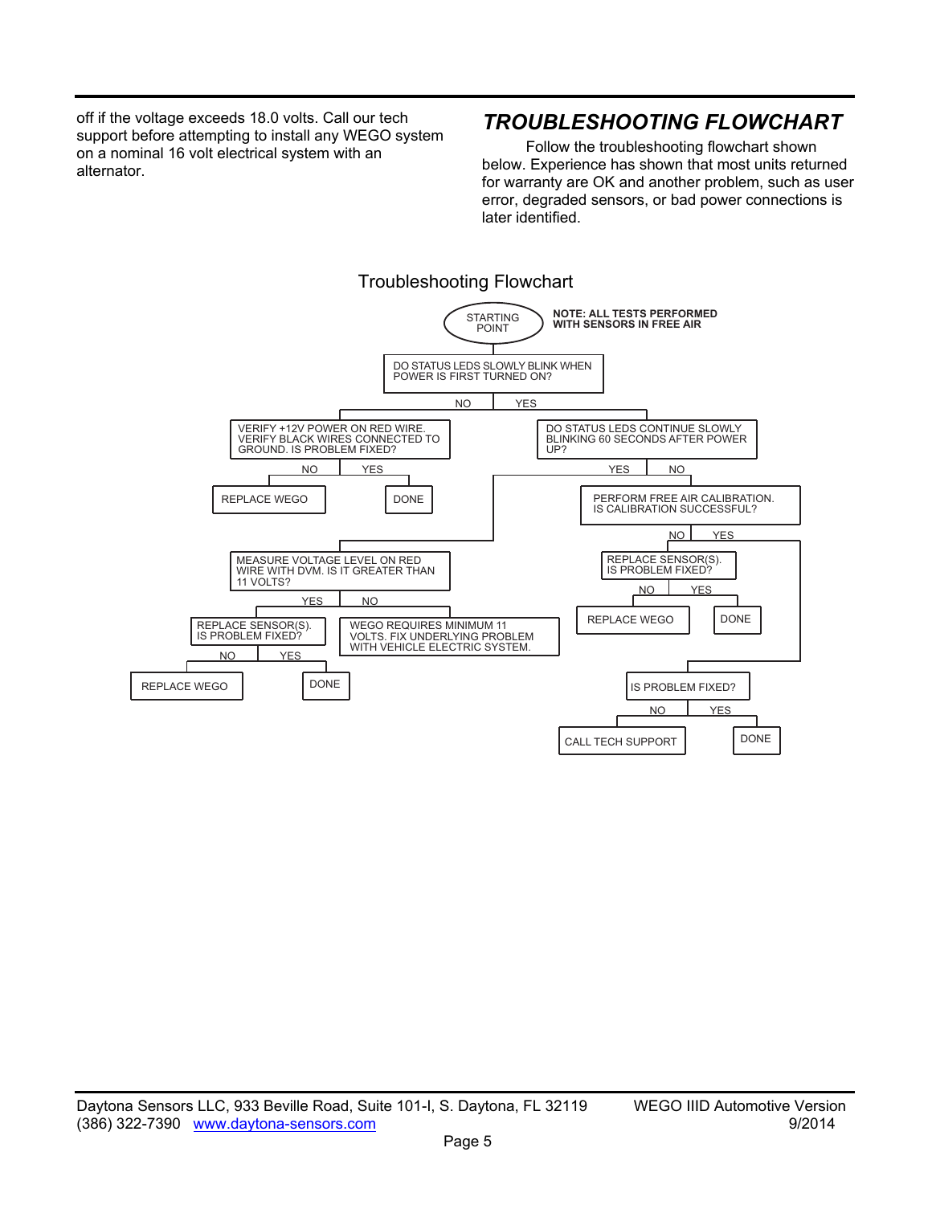off if the voltage exceeds 18.0 volts. Call our tech support before attempting to install any WEGO system on a nominal 16 volt electrical system with an alternator.

## *TROUBLESHOOTING FLOWCHART*

Follow the troubleshooting flowchart shown below. Experience has shown that most units returned for warranty are OK and another problem, such as user error, degraded sensors, or bad power connections is later identified.

Troubleshooting Flowchart

STARTING POINT

**NOTE: ALL TESTS PERFORMED WITH SENSORS IN FREE AIR**

DO STATUS LEDS SLOWLY BLINK WHEN POWER IS FIRST TURNED ON?

NO

YES

VERIFY +12V POWER ON RED WIRE. VERIFY BLACK WIRES CONNECTED TO GROUND. IS PROBLEM FIXED?

NO

YES

REPLACE WEGO

DONE

DO STATUS LEDS CONTINUE SLOWLY BLINKING 60 SECONDS AFTER POWER UP?

YES

NO

PERFORM FREE AIR CALIBRATION. IS CALIBRATION SUCCESSFUL?

NO

YES

REPLACE SENSOR(S). IS PROBLEM FIXED?

NO

YES

REPLACE WEGO

DONE

MEASURE VOLTAGE LEVEL ON RED WIRE WITH DVM. IS IT GREATER THAN 11 VOLTS?

YES

NO

REPLACE SENSOR(S). IS PROBLEM FIXED?

NO

YES

REPLACE WEGO

DONE

WEGO REQUIRES MINIMUM 11 VOLTS. FIX UNDERLYING PROBLEM WITH VEHICLE ELECTRIC SYSTEM.

IS PROBLEM FIXED?

NO

YES

CALL TECH SUPPORT

DONE

Daytona Sensors LLC, 933 Beville Road, Suite 101-I, S. Daytona, FL 32119
(386) 322-7390 www.daytona-sensors.com

WEGO IIID Automotive Version
9/2014